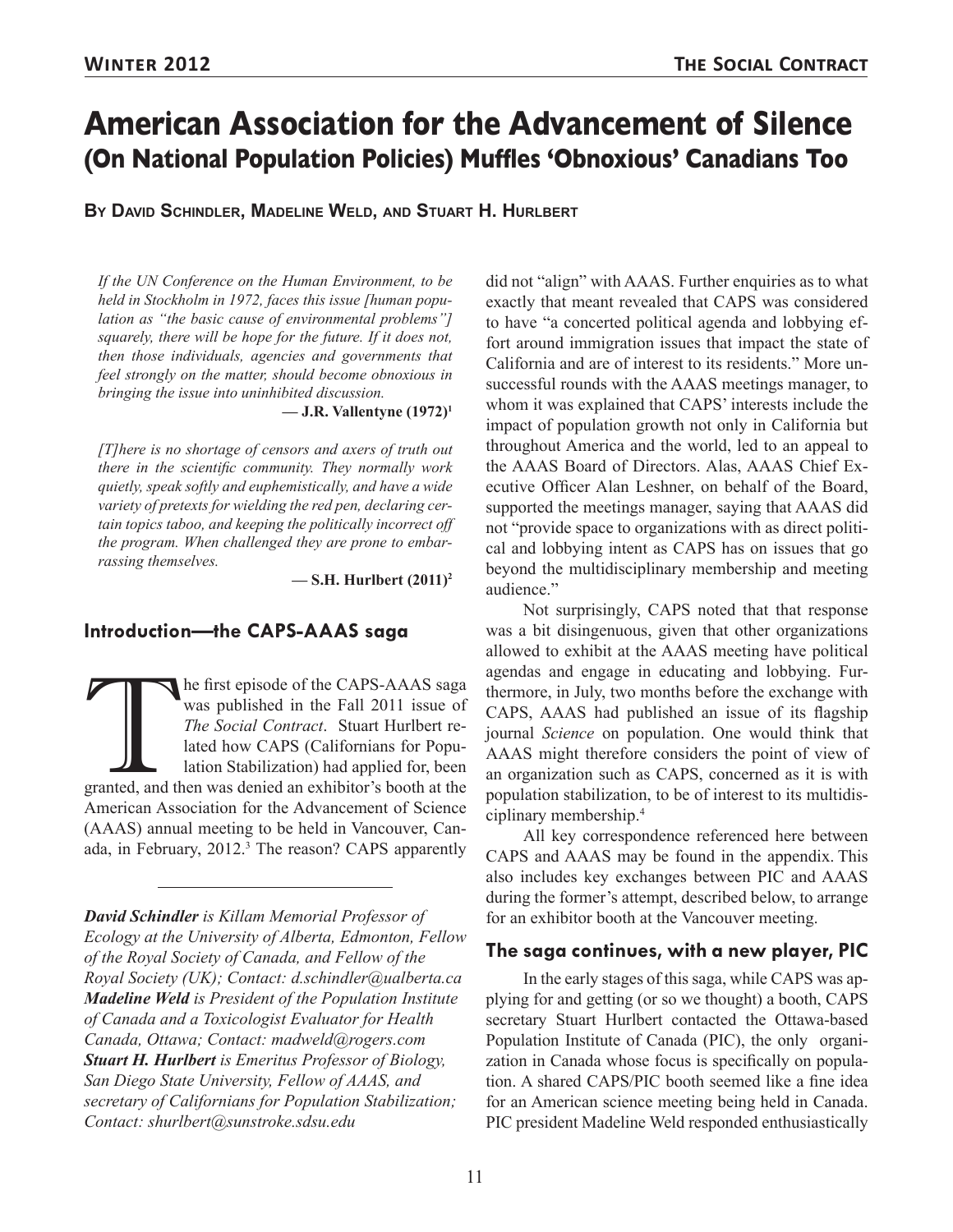# American Association for the Advancement of Silence (On National Population Policies) Muffles 'Obnoxious' Canadians Too

**By David Schindler, Madeline Weld, and Stuart H. Hurlbert**

> *If the UN Conference on the Human Environment, to be held in Stockholm in 1972, faces this issue [human population as "the basic cause of environmental problems"] squarely, there will be hope for the future. If it does not, then those individuals, agencies and governments that feel strongly on the matter, should become obnoxious in bringing the issue into uninhibited discussion.*
>
> **— J.R. Vallentyne (1972)[1]**

> *[T]here is no shortage of censors and axers of truth out there in the scientific community. They normally work quietly, speak softly and euphemistically, and have a wide variety of pretexts for wielding the red pen, declaring certain topics taboo, and keeping the politically incorrect off the program. When challenged they are prone to embarrassing themselves.*
>
> **— S.H. Hurlbert (2011)[2]**

## Introduction—the CAPS-AAAS saga

The first episode of the CAPS-AAAS saga was published in the Fall 2011 issue of *The Social Contract*. Stuart Hurlbert related how CAPS (Californians for Population Stabilization) had applied for, been granted, and then was denied an exhibitor's booth at the American Association for the Advancement of Science (AAAS) annual meeting to be held in Vancouver, Canada, in February, 2012.[3] The reason? CAPS apparently did not "align" with AAAS. Further enquiries as to what exactly that meant revealed that CAPS was considered to have "a concerted political agenda and lobbying effort around immigration issues that impact the state of California and are of interest to its residents." More unsuccessful rounds with the AAAS meetings manager, to whom it was explained that CAPS' interests include the impact of population growth not only in California but throughout America and the world, led to an appeal to the AAAS Board of Directors. Alas, AAAS Chief Executive Officer Alan Leshner, on behalf of the Board, supported the meetings manager, saying that AAAS did not "provide space to organizations with as direct political and lobbying intent as CAPS has on issues that go beyond the multidisciplinary membership and meeting audience."

Not surprisingly, CAPS noted that that response was a bit disingenuous, given that other organizations allowed to exhibit at the AAAS meeting have political agendas and engage in educating and lobbying. Furthermore, in July, two months before the exchange with CAPS, AAAS had published an issue of its flagship journal *Science* on population. One would think that AAAS might therefore considers the point of view of an organization such as CAPS, concerned as it is with population stabilization, to be of interest to its multidisciplinary membership.[4]

All key correspondence referenced here between CAPS and AAAS may be found in the appendix. This also includes key exchanges between PIC and AAAS during the former's attempt, described below, to arrange for an exhibitor booth at the Vancouver meeting.

### The saga continues, with a new player, PIC

In the early stages of this saga, while CAPS was applying for and getting (or so we thought) a booth, CAPS secretary Stuart Hurlbert contacted the Ottawa-based Population Institute of Canada (PIC), the only organization in Canada whose focus is specifically on population. A shared CAPS/PIC booth seemed like a fine idea for an American science meeting being held in Canada. PIC president Madeline Weld responded enthusiastically

---

*David Schindler is Killam Memorial Professor of Ecology at the University of Alberta, Edmonton, Fellow of the Royal Society of Canada, and Fellow of the Royal Society (UK); Contact: d.schindler@ualberta.ca*
***Madeline Weld** is President of the Population Institute of Canada and a Toxicologist Evaluator for Health Canada, Ottawa; Contact: madweld@rogers.com*
***Stuart H. Hurlbert** is Emeritus Professor of Biology, San Diego State University, Fellow of AAAS, and secretary of Californians for Population Stabilization; Contact: shurlbert@sunstroke.sdsu.edu*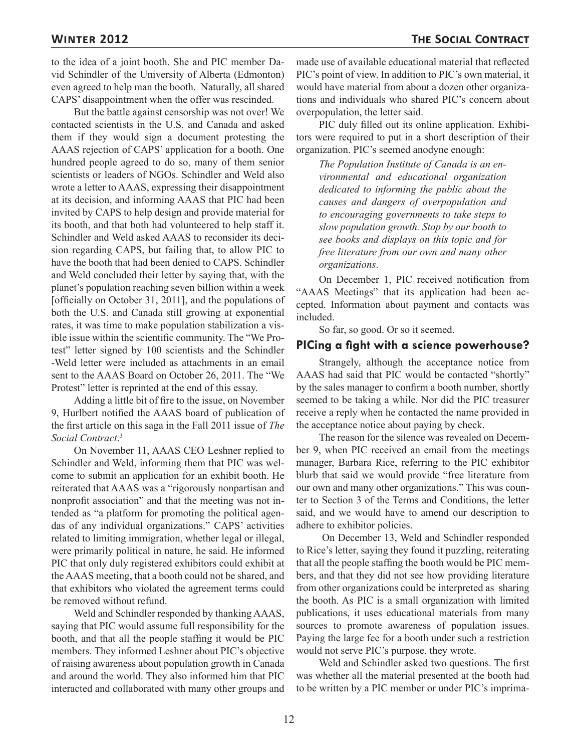to the idea of a joint booth. She and PIC member David Schindler of the University of Alberta (Edmonton) even agreed to help man the booth. Naturally, all shared CAPS' disappointment when the offer was rescinded.

But the battle against censorship was not over! We contacted scientists in the U.S. and Canada and asked them if they would sign a document protesting the AAAS rejection of CAPS' application for a booth. One hundred people agreed to do so, many of them senior scientists or leaders of NGOs. Schindler and Weld also wrote a letter to AAAS, expressing their disappointment at its decision, and informing AAAS that PIC had been invited by CAPS to help design and provide material for its booth, and that both had volunteered to help staff it. Schindler and Weld asked AAAS to reconsider its decision regarding CAPS, but failing that, to allow PIC to have the booth that had been denied to CAPS. Schindler and Weld concluded their letter by saying that, with the planet's population reaching seven billion within a week [officially on October 31, 2011], and the populations of both the U.S. and Canada still growing at exponential rates, it was time to make population stabilization a visible issue within the scientific community. The "We Protest" letter signed by 100 scientists and the Schindler-Weld letter were included as attachments in an email sent to the AAAS Board on October 26, 2011. The "We Protest" letter is reprinted at the end of this essay.

Adding a little bit of fire to the issue, on November 9, Hurlbert notified the AAAS board of publication of the first article on this saga in the Fall 2011 issue of *The Social Contract*.[3]

On November 11, AAAS CEO Leshner replied to Schindler and Weld, informing them that PIC was welcome to submit an application for an exhibit booth. He reiterated that AAAS was a "rigorously nonpartisan and nonprofit association" and that the meeting was not intended as "a platform for promoting the political agendas of any individual organizations." CAPS' activities related to limiting immigration, whether legal or illegal, were primarily political in nature, he said. He informed PIC that only duly registered exhibitors could exhibit at the AAAS meeting, that a booth could not be shared, and that exhibitors who violated the agreement terms could be removed without refund.

Weld and Schindler responded by thanking AAAS, saying that PIC would assume full responsibility for the booth, and that all the people staffing it would be PIC members. They informed Leshner about PIC's objective of raising awareness about population growth in Canada and around the world. They also informed him that PIC interacted and collaborated with many other groups and made use of available educational material that reflected PIC's point of view. In addition to PIC's own material, it would have material from about a dozen other organizations and individuals who shared PIC's concern about overpopulation, the letter said.

PIC duly filled out its online application. Exhibitors were required to put in a short description of their organization. PIC's seemed anodyne enough:

> *The Population Institute of Canada is an environmental and educational organization dedicated to informing the public about the causes and dangers of overpopulation and to encouraging governments to take steps to slow population growth. Stop by our booth to see books and displays on this topic and for free literature from our own and many other organizations.*

On December 1, PIC received notification from "AAAS Meetings" that its application had been accepted. Information about payment and contacts was included.

So far, so good. Or so it seemed.

## PICing a fight with a science powerhouse?

Strangely, although the acceptance notice from AAAS had said that PIC would be contacted "shortly" by the sales manager to confirm a booth number, shortly seemed to be taking a while. Nor did the PIC treasurer receive a reply when he contacted the name provided in the acceptance notice about paying by check.

The reason for the silence was revealed on December 9, when PIC received an email from the meetings manager, Barbara Rice, referring to the PIC exhibitor blurb that said we would provide "free literature from our own and many other organizations." This was counter to Section 3 of the Terms and Conditions, the letter said, and we would have to amend our description to adhere to exhibitor policies.

On December 13, Weld and Schindler responded to Rice's letter, saying they found it puzzling, reiterating that all the people staffing the booth would be PIC members, and that they did not see how providing literature from other organizations could be interpreted as sharing the booth. As PIC is a small organization with limited publications, it uses educational materials from many sources to promote awareness of population issues. Paying the large fee for a booth under such a restriction would not serve PIC's purpose, they wrote.

Weld and Schindler asked two questions. The first was whether all the material presented at the booth had to be written by a PIC member or under PIC's imprima-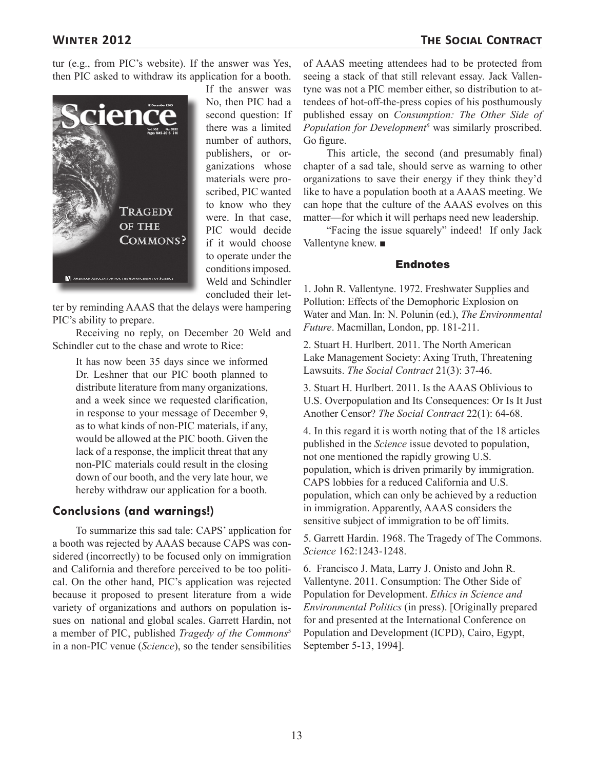tur (e.g., from PIC's website). If the answer was Yes, then PIC asked to withdraw its application for a booth. If the answer was No, then PIC had a second question: If there was a limited number of authors, publishers, or organizations whose materials were proscribed, PIC wanted to know who they were. In that case, PIC would decide if it would choose to operate under the conditions imposed. Weld and Schindler concluded their letter by reminding AAAS that the delays were hampering PIC's ability to prepare.

Receiving no reply, on December 20 Weld and Schindler cut to the chase and wrote to Rice:

> It has now been 35 days since we informed Dr. Leshner that our PIC booth planned to distribute literature from many organizations, and a week since we requested clarification, in response to your message of December 9, as to what kinds of non-PIC materials, if any, would be allowed at the PIC booth. Given the lack of a response, the implicit threat that any non-PIC materials could result in the closing down of our booth, and the very late hour, we hereby withdraw our application for a booth.

## Conclusions (and warnings!)

To summarize this sad tale: CAPS' application for a booth was rejected by AAAS because CAPS was considered (incorrectly) to be focused only on immigration and California and therefore perceived to be too political. On the other hand, PIC's application was rejected because it proposed to present literature from a wide variety of organizations and authors on population issues on national and global scales. Garrett Hardin, not a member of PIC, published *Tragedy of the Commons*[5] in a non-PIC venue (*Science*), so the tender sensibilities of AAAS meeting attendees had to be protected from seeing a stack of that still relevant essay. Jack Vallentyne was not a PIC member either, so distribution to attendees of hot-off-the-press copies of his posthumously published essay on *Consumption: The Other Side of Population for Development*[6] was similarly proscribed. Go figure.

This article, the second (and presumably final) chapter of a sad tale, should serve as warning to other organizations to save their energy if they think they'd like to have a population booth at a AAAS meeting. We can hope that the culture of the AAAS evolves on this matter—for which it will perhaps need new leadership.

"Facing the issue squarely" indeed! If only Jack Vallentyne knew. ■

### Endnotes

1. John R. Vallentyne. 1972. Freshwater Supplies and Pollution: Effects of the Demophoric Explosion on Water and Man. In: N. Polunin (ed.), *The Environmental Future*. Macmillan, London, pp. 181-211.

2. Stuart H. Hurlbert. 2011. The North American Lake Management Society: Axing Truth, Threatening Lawsuits. *The Social Contract* 21(3): 37-46.

3. Stuart H. Hurlbert. 2011. Is the AAAS Oblivious to U.S. Overpopulation and Its Consequences: Or Is It Just Another Censor? *The Social Contract* 22(1): 64-68.

4. In this regard it is worth noting that of the 18 articles published in the *Science* issue devoted to population, not one mentioned the rapidly growing U.S. population, which is driven primarily by immigration. CAPS lobbies for a reduced California and U.S. population, which can only be achieved by a reduction in immigration. Apparently, AAAS considers the sensitive subject of immigration to be off limits.

5. Garrett Hardin. 1968. The Tragedy of The Commons. *Science* 162:1243-1248.

6. Francisco J. Mata, Larry J. Onisto and John R. Vallentyne. 2011. Consumption: The Other Side of Population for Development. *Ethics in Science and Environmental Politics* (in press). [Originally prepared for and presented at the International Conference on Population and Development (ICPD), Cairo, Egypt, September 5-13, 1994].